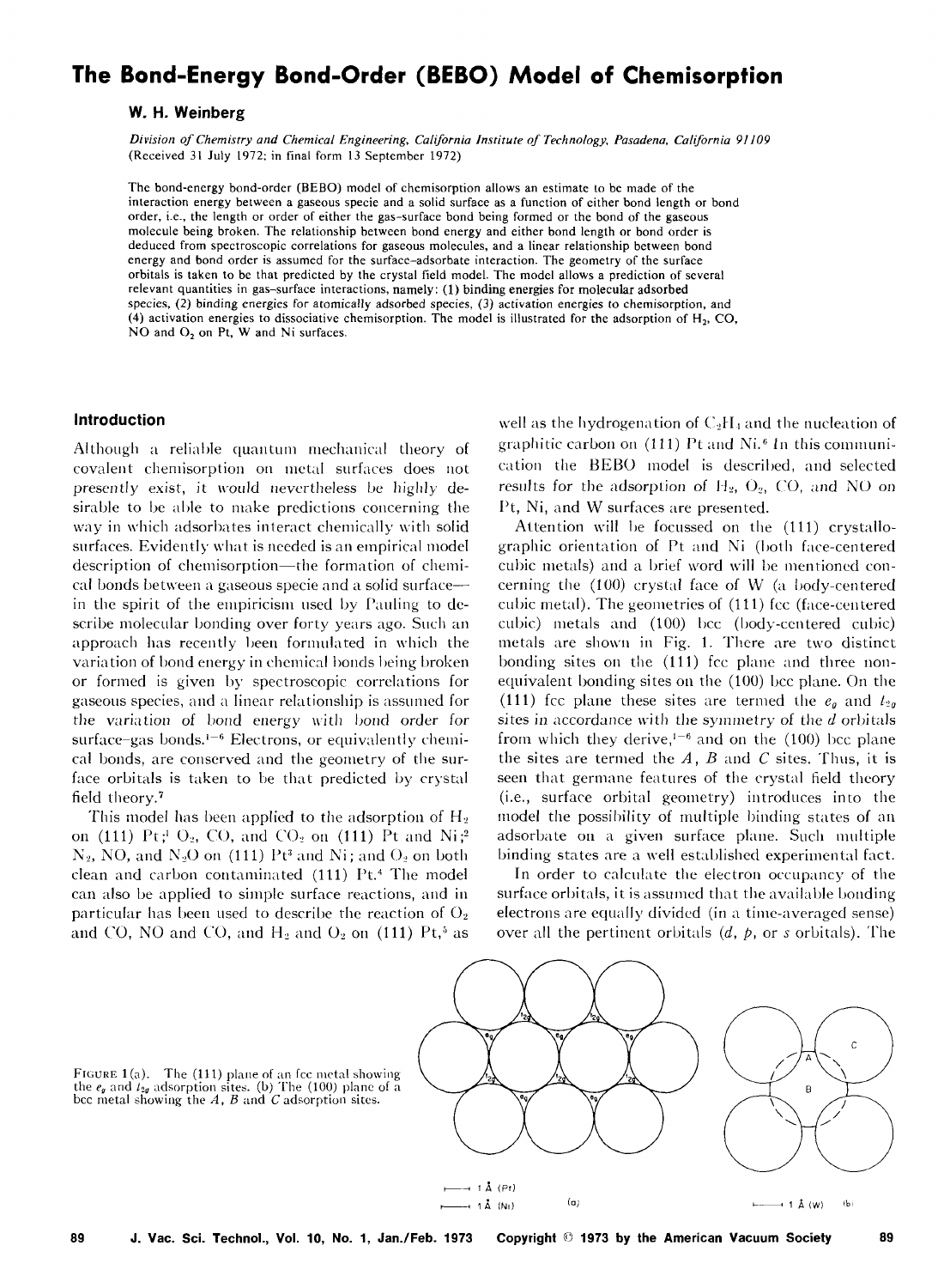# The Bond-Energy Bond-Order (BEBO) Model of Chemisorption

**W. H. Weinberg**

*Division of Chemistry and Chemical Engineering, California Institute of Technology, Pasadena, California 91109*
(Received 31 July 1972; in final form 13 September 1972)

The bond-energy bond-order (BEBO) model of chemisorption allows an estimate to be made of the interaction energy between a gaseous specie and a solid surface as a function of either bond length or bond order, i.e., the length or order of either the gas-surface bond being formed or the bond of the gaseous molecule being broken. The relationship between bond energy and either bond length or bond order is deduced from spectroscopic correlations for gaseous molecules, and a linear relationship between bond energy and bond order is assumed for the surface–adsorbate interaction. The geometry of the surface orbitals is taken to be that predicted by the crystal field model. The model allows a prediction of several relevant quantities in gas-surface interactions, namely: (1) binding energies for molecular adsorbed species, (2) binding energies for atomically adsorbed species, (3) activation energies to chemisorption, and (4) activation energies to dissociative chemisorption. The model is illustrated for the adsorption of $H_2$, CO, NO and $O_2$ on Pt, W and Ni surfaces.

## Introduction

Although a reliable quantum mechanical theory of covalent chemisorption on metal surfaces does not presently exist, it would nevertheless be highly desirable to be able to make predictions concerning the way in which adsorbates interact chemically with solid surfaces. Evidently what is needed is an empirical model description of chemisorption—the formation of chemical bonds between a gaseous specie and a solid surface—in the spirit of the empiricism used by Pauling to describe molecular bonding over forty years ago. Such an approach has recently been formulated in which the variation of bond energy in chemical bonds being broken or formed is given by spectroscopic correlations for gaseous species, and a linear relationship is assumed for the variation of bond energy with bond order for surface–gas bonds.[1–6] Electrons, or equivalently chemical bonds, are conserved and the geometry of the surface orbitals is taken to be that predicted by crystal field theory.[7]

This model has been applied to the adsorption of $H_2$ on (111) Pt;[1] $O_2$, CO, and $CO_2$ on (111) Pt and Ni;[2] $N_2$, NO, and $N_2O$ on (111) Pt[3] and Ni; and $O_2$ on both clean and carbon contaminated (111) Pt.[4] The model can also be applied to simple surface reactions, and in particular has been used to describe the reaction of $O_2$ and CO, NO and CO, and $H_2$ and $O_2$ on (111) Pt,[5] as well as the hydrogenation of $C_2H_4$ and the nucleation of graphitic carbon on (111) Pt and Ni.[6] In this communication the BEBO model is described, and selected results for the adsorption of $H_2$, $O_2$, CO, and NO on Pt, Ni, and W surfaces are presented.

Attention will be focussed on the (111) crystallographic orientation of Pt and Ni (both face-centered cubic metals) and a brief word will be mentioned concerning the (100) crystal face of W (a body-centered cubic metal). The geometries of (111) fcc (face-centered cubic) metals and (100) bcc (body-centered cubic) metals are shown in Fig. 1. There are two distinct bonding sites on the (111) fcc plane and three non-equivalent bonding sites on the (100) bcc plane. On the (111) fcc plane these sites are termed the $e_g$ and $t_{2g}$ sites in accordance with the symmetry of the $d$ orbitals from which they derive,[1–6] and on the (100) bcc plane the sites are termed the $A$, $B$ and $C$ sites. Thus, it is seen that germane features of the crystal field theory (i.e., surface orbital geometry) introduces into the model the possibility of multiple binding states of an adsorbate on a given surface plane. Such multiple binding states are a well established experimental fact.

In order to calculate the electron occupancy of the surface orbitals, it is assumed that the available bonding electrons are equally divided (in a time-averaged sense) over all the pertinent orbitals ($d$, $p$, or $s$ orbitals). The

FIGURE 1(a). The (111) plane of an fcc metal showing the $e_g$ and $t_{2g}$ adsorption sites. (b) The (100) plane of a bcc metal showing the $A$, $B$ and $C$ adsorption sites.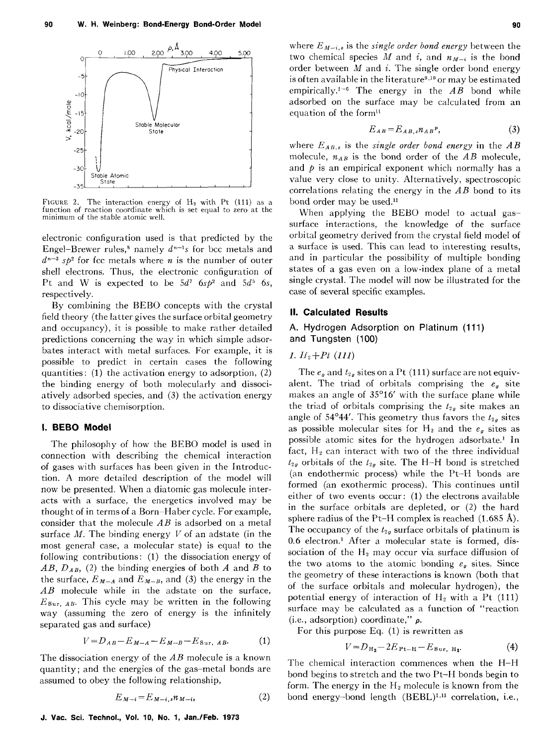FIGURE 2. The interaction energy of $H_2$ with Pt (111) as a function of reaction coordinate which is set equal to zero at the minimum of the stable atomic well.

electronic configuration used is that predicted by the Engel–Brewer rules,[8] namely $d^{n-1}s$ for bcc metals and $d^{n-3}\,sp^2$ for fcc metals where $n$ is the number of outer shell electrons. Thus, the electronic configuration of Pt and W is expected to be $5d^7\,6sp^2$ and $5d^5\,6s$, respectively.

By combining the BEBO concepts with the crystal field theory (the latter gives the surface orbital geometry and occupancy), it is possible to make rather detailed predictions concerning the way in which simple adsorbates interact with metal surfaces. For example, it is possible to predict in certain cases the following quantities: (1) the activation energy to adsorption, (2) the binding energy of both molecularly and dissociatively adsorbed species, and (3) the activation energy to dissociative chemisorption.

## I. BEBO Model

The philosophy of how the BEBO model is used in connection with describing the chemical interaction of gases with surfaces has been given in the Introduction. A more detailed description of the model will now be presented. When a diatomic gas molecule interacts with a surface, the energetics involved may be thought of in terms of a Born–Haber cycle. For example, consider that the molecule $AB$ is adsorbed on a metal surface $M$. The binding energy $V$ of an adstate (in the most general case, a molecular state) is equal to the following contributions: (1) the dissociation energy of $AB$, $D_{AB}$, (2) the binding energies of both $A$ and $B$ to the surface, $E_{M-A}$ and $E_{M-B}$, and (3) the energy in the $AB$ molecule while in the adstate on the surface, $E_{\mathrm{Sur},\,AB}$. This cycle may be written in the following way (assuming the zero of energy is the infinitely separated gas and surface)

$$V=D_{AB}-E_{M-A}-E_{M-B}-E_{\mathrm{Sur},\,AB}. \tag{1}$$

The dissociation energy of the $AB$ molecule is a known quantity; and the energies of the gas–metal bonds are assumed to obey the following relationship,

$$E_{M-i}=E_{M-i,s}n_{M-i}, \tag{2}$$

where $E_{M-i,s}$ is the *single order bond energy* between the two chemical species $M$ and $i$, and $n_{M-i}$ is the bond order between $M$ and $i$. The single order bond energy is often available in the literature[9,10] or may be estimated empirically.[1–6] The energy in the $AB$ bond while adsorbed on the surface may be calculated from an equation of the form[11]

$$E_{AB}=E_{AB,s}n_{AB}^{p}, \tag{3}$$

where $E_{AB,s}$ is the *single order bond energy* in the $AB$ molecule, $n_{AB}$ is the bond order of the $AB$ molecule, and $p$ is an empirical exponent which normally has a value very close to unity. Alternatively, spectroscopic correlations relating the energy in the $AB$ bond to its bond order may be used.[11]

When applying the BEBO model to actual gas–surface interactions, the knowledge of the surface orbital geometry derived from the crystal field model of a surface is used. This can lead to interesting results, and in particular the possibility of multiple bonding states of a gas even on a low-index plane of a metal single crystal. The model will now be illustrated for the case of several specific examples.

## II. Calculated Results

### A. Hydrogen Adsorption on Platinum (111) and Tungsten (100)

#### 1. $H_2$+Pt (111)

The $e_g$ and $t_{2g}$ sites on a Pt (111) surface are not equivalent. The triad of orbitals comprising the $e_g$ site makes an angle of 35°16′ with the surface plane while the triad of orbitals comprising the $t_{2g}$ site makes an angle of 54°44′. This geometry thus favors the $t_{2g}$ sites as possible molecular sites for $H_2$ and the $e_g$ sites as possible atomic sites for the hydrogen adsorbate.[1] In fact, $H_2$ can interact with two of the three individual $t_{2g}$ orbitals of the $t_{2g}$ site. The H–H bond is stretched (an endothermic process) while the Pt–H bonds are formed (an exothermic process). This continues until either of two events occur: (1) the electrons available in the surface orbitals are depleted, or (2) the hard sphere radius of the Pt–H complex is reached (1.685 Å). The occupancy of the $t_{2g}$ surface orbitals of platinum is 0.6 electron.[1] After a molecular state is formed, dissociation of the $H_2$ may occur via surface diffusion of the two atoms to the atomic bonding $e_g$ sites. Since the geometry of these interactions is known (both that of the surface orbitals and molecular hydrogen), the potential energy of interaction of $H_2$ with a Pt (111) surface may be calculated as a function of "reaction (i.e., adsorption) coordinate," $\rho$.

For this purpose Eq. (1) is rewritten as

$$V=D_{H_2}-2E_{\mathrm{Pt-H}}-E_{\mathrm{Sur},\,H_2}. \tag{4}$$

The chemical interaction commences when the H–H bond begins to stretch and the two Pt–H bonds begin to form. The energy in the $H_2$ molecule is known from the bond energy–bond length (BEBL)[1,11] correlation, i.e.,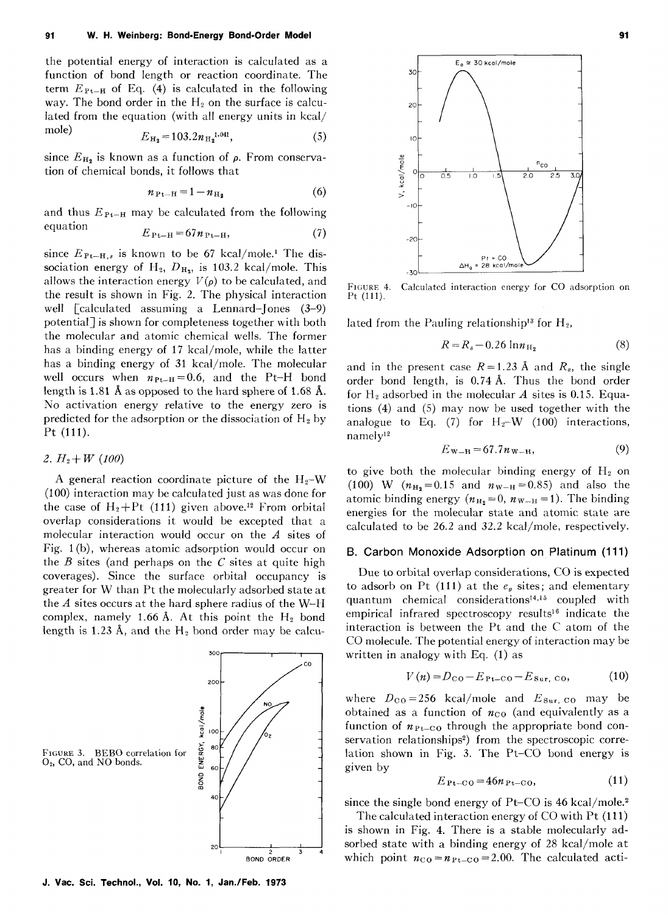the potential energy of interaction is calculated as a function of bond length or reaction coordinate. The term $E_{Pt-H}$ of Eq. (4) is calculated in the following way. The bond order in the $H_2$ on the surface is calculated from the equation (with all energy units in kcal/mole)

$$E_{H_2}=103.2 n_{H_2}^{1.041}, \tag{5}$$

since $E_{H_2}$ is known as a function of $\rho$. From conservation of chemical bonds, it follows that

$$n_{Pt-H}=1-n_{H_2} \tag{6}$$

and thus $E_{Pt-H}$ may be calculated from the following equation

$$E_{Pt-H}=67 n_{Pt-H}, \tag{7}$$

since $E_{Pt-H,s}$ is known to be 67 kcal/mole.[1] The dissociation energy of $H_2$, $D_{H_2}$, is 103.2 kcal/mole. This allows the interaction energy $V(\rho)$ to be calculated, and the result is shown in Fig. 2. The physical interaction well [calculated assuming a Lennard-Jones (3–9) potential] is shown for completeness together with both the molecular and atomic chemical wells. The former has a binding energy of 17 kcal/mole, while the latter has a binding energy of 31 kcal/mole. The molecular well occurs when $n_{Pt-H}=0.6$, and the Pt-H bond length is 1.81 Å as opposed to the hard sphere of 1.68 Å. No activation energy relative to the energy zero is predicted for the adsorption or the dissociation of $H_2$ by Pt (111).

### 2. $H_2$+W (100)

A general reaction coordinate picture of the $H_2$-W (100) interaction may be calculated just as was done for the case of $H_2$+Pt (111) given above.[12] From orbital overlap considerations it would be excepted that a molecular interaction would occur on the *A* sites of Fig. 1(b), whereas atomic adsorption would occur on the *B* sites (and perhaps on the *C* sites at quite high coverages). Since the surface orbital occupancy is greater for W than Pt the molecularly adsorbed state at the *A* sites occurs at the hard sphere radius of the W-H complex, namely 1.66 Å. At this point the $H_2$ bond length is 1.23 Å, and the $H_2$ bond order may be calculated from the Pauling relationship[13] for $H_2$,

$$R=R_s-0.26 \ln n_{H_2} \tag{8}$$

and in the present case $R=1.23$ Å and $R_s$, the single order bond length, is 0.74 Å. Thus the bond order for $H_2$ adsorbed in the molecular *A* sites is 0.15. Equations (4) and (5) may now be used together with the analogue to Eq. (7) for $H_2$-W (100) interactions, namely[12]

$$E_{W-H}=67.7 n_{W-H}, \tag{9}$$

to give both the molecular binding energy of $H_2$ on (100) W ($n_{H_2}=0.15$ and $n_{W-H}=0.85$) and also the atomic binding energy ($n_{H_2}=0$, $n_{W-H}=1$). The binding energies for the molecular state and atomic state are calculated to be 26.2 and 32.2 kcal/mole, respectively.

FIGURE 3. BEBO correlation for $O_2$, CO, and NO bonds.

FIGURE 4. Calculated interaction energy for CO adsorption on Pt (111).

## B. Carbon Monoxide Adsorption on Platinum (111)

Due to orbital overlap considerations, CO is expected to adsorb on Pt (111) at the $e_g$ sites; and elementary quantum chemical considerations[14,15] coupled with empirical infrared spectroscopy results[16] indicate the interaction is between the Pt and the C atom of the CO molecule. The potential energy of interaction may be written in analogy with Eq. (1) as

$$V(n)=D_{CO}-E_{Pt-CO}-E_{Sur,\,CO}, \tag{10}$$

where $D_{CO}=256$ kcal/mole and $E_{Sur,\,CO}$ may be obtained as a function of $n_{CO}$ (and equivalently as a function of $n_{Pt-CO}$ through the appropriate bond conservation relationships[2]) from the spectroscopic correlation shown in Fig. 3. The Pt-CO bond energy is given by

$$E_{Pt-CO}=46 n_{Pt-CO}, \tag{11}$$

since the single bond energy of Pt-CO is 46 kcal/mole.[2]

The calculated interaction energy of CO with Pt (111) is shown in Fig. 4. There is a stable molecularly adsorbed state with a binding energy of 28 kcal/mole at which point $n_{CO}=n_{Pt-CO}=2.00$. The calculated acti-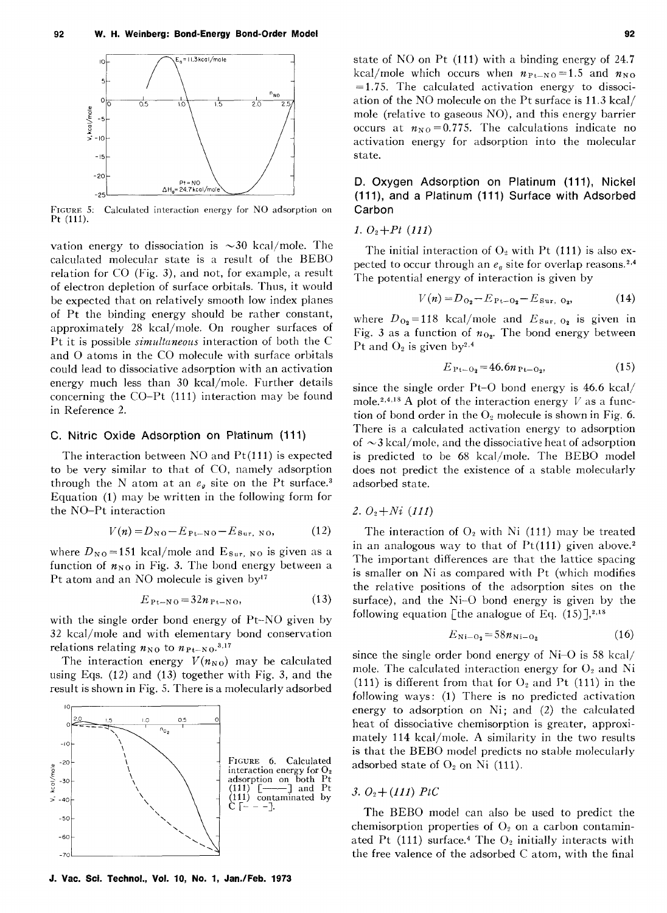FIGURE 5: Calculated interaction energy for NO adsorption on Pt (111).

vation energy to dissociation is ~30 kcal/mole. The calculated molecular state is a result of the BEBO relation for CO (Fig. 3), and not, for example, a result of electron depletion of surface orbitals. Thus, it would be expected that on relatively smooth low index planes of Pt the binding energy should be rather constant, approximately 28 kcal/mole. On rougher surfaces of Pt it is possible *simultaneous* interaction of both the C and O atoms in the CO molecule with surface orbitals could lead to dissociative adsorption with an activation energy much less than 30 kcal/mole. Further details concerning the CO–Pt (111) interaction may be found in Reference 2.

## C. Nitric Oxide Adsorption on Platinum (111)

The interaction between NO and Pt(111) is expected to be very similar to that of CO, namely adsorption through the N atom at an $e_g$ site on the Pt surface.[3] Equation (1) may be written in the following form for the NO–Pt interaction

$$V(n) = D_{NO} - E_{Pt-NO} - E_{Sur,\,NO}, \qquad (12)$$

where $D_{NO} = 151$ kcal/mole and $E_{Sur,\,NO}$ is given as a function of $n_{NO}$ in Fig. 3. The bond energy between a Pt atom and an NO molecule is given by[17]

$$E_{Pt-NO} = 32 n_{Pt-NO}, \qquad (13)$$

with the single order bond energy of Pt–NO given by 32 kcal/mole and with elementary bond conservation relations relating $n_{NO}$ to $n_{Pt-NO}$.[3,17]

The interaction energy $V(n_{NO})$ may be calculated using Eqs. (12) and (13) together with Fig. 3, and the result is shown in Fig. 5. There is a molecularly adsorbed state of NO on Pt (111) with a binding energy of 24.7 kcal/mole which occurs when $n_{Pt-NO} = 1.5$ and $n_{NO} = 1.75$. The calculated activation energy to dissociation of the NO molecule on the Pt surface is 11.3 kcal/mole (relative to gaseous NO), and this energy barrier occurs at $n_{NO} = 0.775$. The calculations indicate no activation energy for adsorption into the molecular state.

FIGURE 6. Calculated interaction energy for $O_2$ adsorption on both Pt (111) [——] and Pt (111) contaminated by C [– – –].

## D. Oxygen Adsorption on Platinum (111), Nickel (111), and a Platinum (111) Surface with Adsorbed Carbon

### 1. $O_2$+*Pt (111)*

The initial interaction of $O_2$ with Pt (111) is also expected to occur through an $e_g$ site for overlap reasons.[2,4] The potential energy of interaction is given by

$$V(n) = D_{O_2} - E_{Pt-O_2} - E_{Sur,\,O_2}, \qquad (14)$$

where $D_{O_2} = 118$ kcal/mole and $E_{Sur,\,O_2}$ is given in Fig. 3 as a function of $n_{O_2}$. The bond energy between Pt and $O_2$ is given by[2,4]

$$E_{Pt-O_2} = 46.6 n_{Pt-O_2}, \qquad (15)$$

since the single order Pt–O bond energy is 46.6 kcal/mole.[2,4,18] A plot of the interaction energy $V$ as a function of bond order in the $O_2$ molecule is shown in Fig. 6. There is a calculated activation energy to adsorption of ~3 kcal/mole, and the dissociative heat of adsorption is predicted to be 68 kcal/mole. The BEBO model does not predict the existence of a stable molecularly adsorbed state.

### 2. $O_2$+*Ni (111)*

The interaction of $O_2$ with Ni (111) may be treated in an analogous way to that of Pt(111) given above.[2] The important differences are that the lattice spacing is smaller on Ni as compared with Pt (which modifies the relative positions of the adsorption sites on the surface), and the Ni–O bond energy is given by the following equation [the analogue of Eq. (15)],[2,18]

$$E_{Ni-O_2} = 58 n_{Ni-O_2} \qquad (16)$$

since the single order bond energy of Ni–O is 58 kcal/mole. The calculated interaction energy for $O_2$ and Ni (111) is different from that for $O_2$ and Pt (111) in the following ways: (1) There is no predicted activation energy to adsorption on Ni; and (2) the calculated heat of dissociative chemisorption is greater, approximately 114 kcal/mole. A similarity in the two results is that the BEBO model predicts no stable molecularly adsorbed state of $O_2$ on Ni (111).

### 3. $O_2$+*(111) PtC*

The BEBO model can also be used to predict the chemisorption properties of $O_2$ on a carbon contaminated Pt (111) surface.[4] The $O_2$ initially interacts with the free valence of the adsorbed C atom, with the final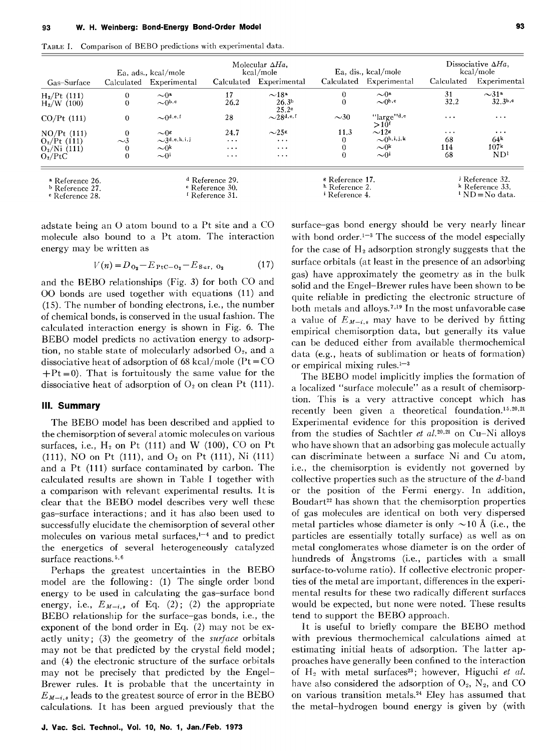TABLE I. Comparison of BEBO predictions with experimental data.

| Gas–Surface | Ea, ads., kcal/mole | | Molecular $\Delta Ha$, kcal/mole | | Ea, dis., kcal/mole | | Dissociative $\Delta Ha$, kcal/mole | |
|---|---|---|---|---|---|---|---|---|
| | Calculated | Experimental | Calculated | Experimental | Calculated | Experimental | Calculated | Experimental |
| $H_2$/Pt (111) | 0 | ~0[a] | 17 | ~18[a] | 0 | ~0[a] | 31 | ~31[a] |
| $H_2$/W (100) | 0 | ~0[b,c] | 26.2 | 26.3[b] 25.2[c] | 0 | ~0[b,c] | 32.2 | 32.3[b,c] |
| CO/Pt (111) | 0 | ~0[d,e,f] | 28 | ~28[d,e,f] | ~30 | "large"[d,e] >10[f] | ... | ... |
| NO/Pt (111) | 0 | ~0[g] | 24.7 | ~25[g] | 11.3 | ~12[g] | ... | ... |
| $O_2$/Pt (111) | ~3 | ~3[d,e,h,i,j] | ... | ... | 0 | ~0[h,i,j,k] | 68 | 64[k] |
| $O_2$/Ni (111) | 0 | ~0[k] | ... | ... | 0 | ~0[k] | 114 | 107[k] |
| $O_2$/PtC | 0 | ~0[i] | ... | ... | 0 | ~0[i] | 68 | ND[l] |

[a] Reference 26.
[b] Reference 27.
[c] Reference 28.
[d] Reference 29.
[e] Reference 30.
[f] Reference 31.
[g] Reference 17.
[h] Reference 2.
[i] Reference 4.
[j] Reference 32.
[k] Reference 33.
[l] ND = No data.

adstate being an O atom bound to a Pt site and a CO molecule also bound to a Pt atom. The interaction energy may be written as

$$V(n) = D_{O_2} - E_{PtC-O_2} - E_{Sur,\, O_2} \tag{17}$$

and the BEBO relationships (Fig. 3) for both CO and OO bonds are used together with equations (11) and (15). The number of bonding electrons, i.e., the number of chemical bonds, is conserved in the usual fashion. The calculated interaction energy is shown in Fig. 6. The BEBO model predicts no activation energy to adsorption, no stable state of molecularly adsorbed $O_2$, and a dissociative heat of adsorption of 68 kcal/mole (Pt = CO + Pt = 0). That is fortuitously the same value for the dissociative heat of adsorption of $O_2$ on clean Pt (111).

## III. Summary

The BEBO model has been described and applied to the chemisorption of several atomic molecules on various surfaces, i.e., $H_2$ on Pt (111) and W (100), CO on Pt (111), NO on Pt (111), and $O_2$ on Pt (111), Ni (111) and a Pt (111) surface contaminated by carbon. The calculated results are shown in Table I together with a comparison with relevant experimental results. It is clear that the BEBO model describes very well these gas–surface interactions; and it has also been used to successfully elucidate the chemisorption of several other molecules on various metal surfaces,[1–4] and to predict the energetics of several heterogeneously catalyzed surface reactions.[5,6]

Perhaps the greatest uncertainties in the BEBO model are the following: (1) The single order bond energy to be used in calculating the gas–surface bond energy, i.e., $E_{M-i,s}$ of Eq. (2); (2) the appropriate BEBO relationship for the surface–gas bonds, i.e., the exponent of the bond order in Eq. (2) may not be exactly unity; (3) the geometry of the *surface* orbitals may not be that predicted by the crystal field model; and (4) the electronic structure of the surface orbitals may not be precisely that predicted by the Engel–Brewer rules. It is probable that the uncertainty in $E_{M-i,s}$ leads to the greatest source of error in the BEBO calculations. It has been argued previously that the surface–gas bond energy should be very nearly linear with bond order.[1–3] The success of the model especially for the case of $H_2$ adsorption strongly suggests that the surface orbitals (at least in the presence of an adsorbing gas) have approximately the geometry as in the bulk solid and the Engel–Brewer rules have been shown to be quite reliable in predicting the electronic structure of both metals and alloys.[7,19] In the most unfavorable case a value of $E_{M-i,s}$ may have to be derived by fitting empirical chemisorption data, but generally its value can be deduced either from available thermochemical data (e.g., heats of sublimation or heats of formation) or empirical mixing rules.[1–3]

The BEBO model implicitly implies the formation of a localized "surface molecule" as a result of chemisorption. This is a very attractive concept which has recently been given a theoretical foundation.[15,20,21] Experimental evidence for this proposition is derived from the studies of Sachtler *et al.*[20,21] on Cu–Ni alloys who have shown that an adsorbing gas molecule actually can discriminate between a surface Ni and Cu atom, i.e., the chemisorption is evidently not governed by collective properties such as the structure of the *d*-band or the position of the Fermi energy. In addition, Boudart[22] has shown that the chemisorption properties of gas molecules are identical on both very dispersed metal particles whose diameter is only ~10 Å (i.e., the particles are essentially totally surface) as well as on metal conglomerates whose diameter is on the order of hundreds of Ångstroms (i.e., particles with a small surface-to-volume ratio). If collective electronic properties of the metal are important, differences in the experimental results for these two radically different surfaces would be expected, but none were noted. These results tend to support the BEBO approach.

It is useful to briefly compare the BEBO method with previous thermochemical calculations aimed at estimating initial heats of adsorption. The latter approaches have generally been confined to the interaction of $H_2$ with metal surfaces[23]; however, Higuchi *et al.* have also considered the adsorption of $O_2$, $N_2$, and CO on various transition metals.[24] Eley has assumed that the metal–hydrogen bound energy is given by (with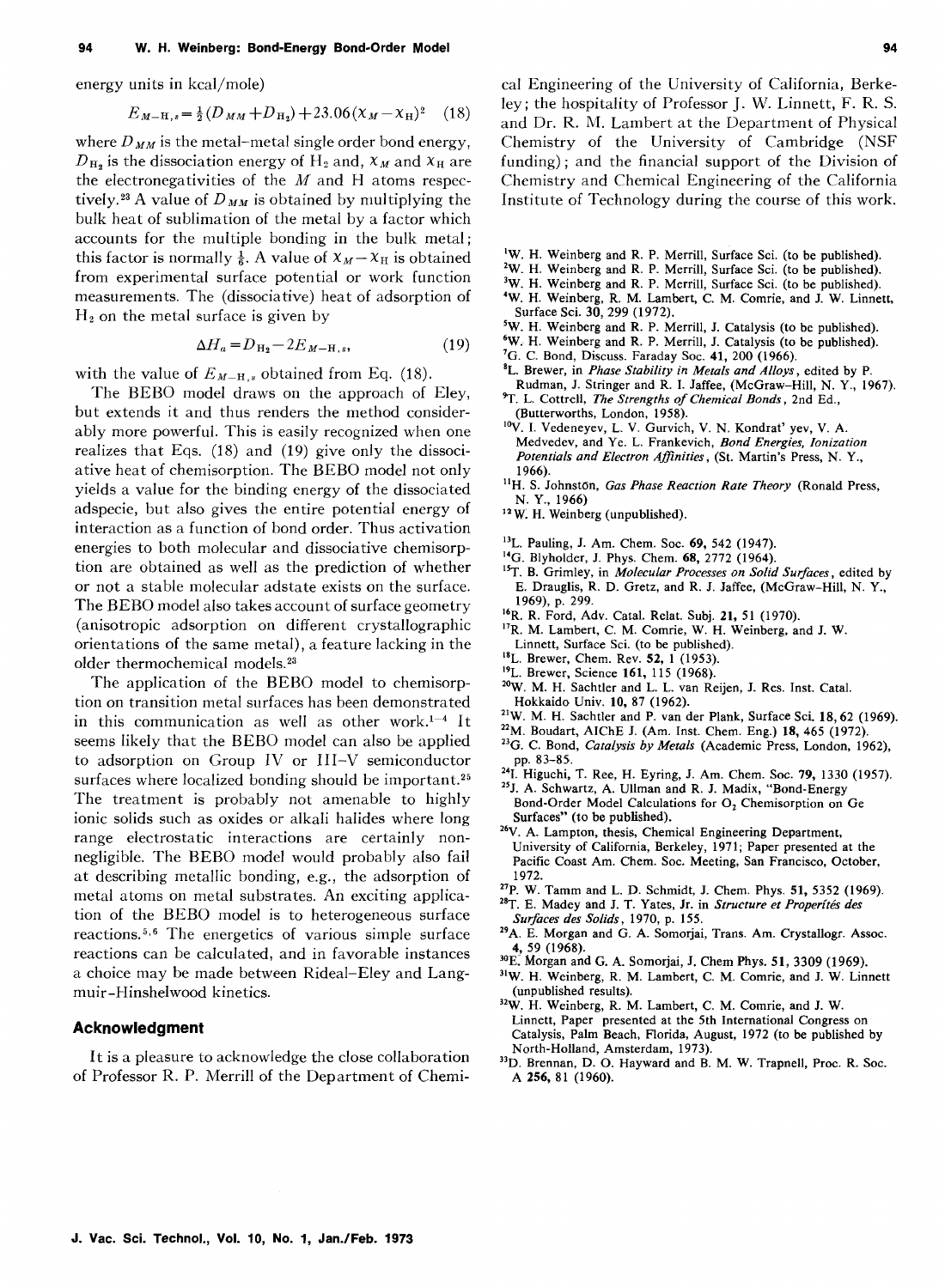energy units in kcal/mole)

$$E_{M-H,s}=\frac{1}{2}(D_{MM}+D_{H_2})+23.06(\chi_M-\chi_H)^2 \quad (18)$$

where $D_{MM}$ is the metal-metal single order bond energy, $D_{H_2}$ is the dissociation energy of $H_2$ and, $\chi_M$ and $\chi_H$ are the electronegativities of the $M$ and H atoms respectively.[23] A value of $D_{MM}$ is obtained by multiplying the bulk heat of sublimation of the metal by a factor which accounts for the multiple bonding in the bulk metal; this factor is normally $\frac{1}{6}$. A value of $\chi_M-\chi_H$ is obtained from experimental surface potential or work function measurements. The (dissociative) heat of adsorption of $H_2$ on the metal surface is given by

$$\Delta H_a=D_{H_2}-2E_{M-H,s}, \quad (19)$$

with the value of $E_{M-H,s}$ obtained from Eq. (18).

The BEBO model draws on the approach of Eley, but extends it and thus renders the method considerably more powerful. This is easily recognized when one realizes that Eqs. (18) and (19) give only the dissociative heat of chemisorption. The BEBO model not only yields a value for the binding energy of the dissociated adspecie, but also gives the entire potential energy of interaction as a function of bond order. Thus activation energies to both molecular and dissociative chemisorption are obtained as well as the prediction of whether or not a stable molecular adstate exists on the surface. The BEBO model also takes account of surface geometry (anisotropic adsorption on different crystallographic orientations of the same metal), a feature lacking in the older thermochemical models.[23]

The application of the BEBO model to chemisorption on transition metal surfaces has been demonstrated in this communication as well as other work.[1-4] It seems likely that the BEBO model can also be applied to adsorption on Group IV or III–V semiconductor surfaces where localized bonding should be important.[25] The treatment is probably not amenable to highly ionic solids such as oxides or alkali halides where long range electrostatic interactions are certainly non-negligible. The BEBO model would probably also fail at describing metallic bonding, e.g., the adsorption of metal atoms on metal substrates. An exciting application of the BEBO model is to heterogeneous surface reactions.[5,6] The energetics of various simple surface reactions can be calculated, and in favorable instances a choice may be made between Rideal–Eley and Langmuir-Hinshelwood kinetics.

## Acknowledgment

It is a pleasure to acknowledge the close collaboration of Professor R. P. Merrill of the Department of Chemical Engineering of the University of California, Berkeley; the hospitality of Professor J. W. Linnett, F. R. S. and Dr. R. M. Lambert at the Department of Physical Chemistry of the University of Cambridge (NSF funding); and the financial support of the Division of Chemistry and Chemical Engineering of the California Institute of Technology during the course of this work.

[1] W. H. Weinberg and R. P. Merrill, Surface Sci. (to be published).
[2] W. H. Weinberg and R. P. Merrill, Surface Sci. (to be published).
[3] W. H. Weinberg and R. P. Merrill, Surface Sci. (to be published).
[4] W. H. Weinberg, R. M. Lambert, C. M. Comrie, and J. W. Linnett, Surface Sci. **30**, 299 (1972).
[5] W. H. Weinberg and R. P. Merrill, J. Catalysis (to be published).
[6] W. H. Weinberg and R. P. Merrill, J. Catalysis (to be published).
[7] G. C. Bond, Discuss. Faraday Soc. **41**, 200 (1966).
[8] L. Brewer, in *Phase Stability in Metals and Alloys*, edited by P. Rudman, J. Stringer and R. I. Jaffee, (McGraw-Hill, N. Y., 1967).
[9] T. L. Cottrell, *The Strengths of Chemical Bonds*, 2nd Ed., (Butterworths, London, 1958).
[10] V. I. Vedeneyev, L. V. Gurvich, V. N. Kondrat' yev, V. A. Medvedev, and Ye. L. Frankevich, *Bond Energies, Ionization Potentials and Electron Affinities*, (St. Martin's Press, N. Y., 1966).
[11] H. S. Johnston, *Gas Phase Reaction Rate Theory* (Ronald Press, N. Y., 1966)
[12] W. H. Weinberg (unpublished).
[13] L. Pauling, J. Am. Chem. Soc. **69**, 542 (1947).
[14] G. Blyholder, J. Phys. Chem. **68**, 2772 (1964).
[15] T. B. Grimley, in *Molecular Processes on Solid Surfaces*, edited by E. Drauglis, R. D. Gretz, and R. J. Jaffee, (McGraw-Hill, N. Y., 1969), p. 299.
[16] R. R. Ford, Adv. Catal. Relat. Subj. **21**, 51 (1970).
[17] R. M. Lambert, C. M. Comrie, W. H. Weinberg, and J. W. Linnett, Surface Sci. (to be published).
[18] L. Brewer, Chem. Rev. **52**, 1 (1953).
[19] L. Brewer, Science **161**, 115 (1968).
[20] W. M. H. Sachtler and L. L. van Reijen, J. Res. Inst. Catal. Hokkaido Univ. **10**, 87 (1962).
[21] W. M. H. Sachtler and P. van der Plank, Surface Sci. **18**, 62 (1969).
[22] M. Boudart, AIChE J. (Am. Inst. Chem. Eng.) **18**, 465 (1972).
[23] G. C. Bond, *Catalysis by Metals* (Academic Press, London, 1962), pp. 83–85.
[24] I. Higuchi, T. Ree, H. Eyring, J. Am. Chem. Soc. **79**, 1330 (1957).
[25] J. A. Schwartz, A. Ullman and R. J. Madix, "Bond-Energy Bond-Order Model Calculations for $O_2$ Chemisorption on Ge Surfaces" (to be published).
[26] V. A. Lampton, thesis, Chemical Engineering Department, University of California, Berkeley, 1971; Paper presented at the Pacific Coast Am. Chem. Soc. Meeting, San Francisco, October, 1972.
[27] P. W. Tamm and L. D. Schmidt, J. Chem. Phys. **51**, 5352 (1969).
[28] T. E. Madey and J. T. Yates, Jr. in *Structure et Properités des Surfaces des Solids*, 1970, p. 155.
[29] A. E. Morgan and G. A. Somorjai, Trans. Am. Crystallogr. Assoc. **4**, 59 (1968).
[30] E. Morgan and G. A. Somorjai, J. Chem Phys. **51**, 3309 (1969).
[31] W. H. Weinberg, R. M. Lambert, C. M. Comrie, and J. W. Linnett (unpublished results).
[32] W. H. Weinberg, R. M. Lambert, C. M. Comrie, and J. W. Linnett, Paper presented at the 5th International Congress on Catalysis, Palm Beach, Florida, August, 1972 (to be published by North-Holland, Amsterdam, 1973).
[33] D. Brennan, D. O. Hayward and B. M. W. Trapnell, Proc. R. Soc. A **256**, 81 (1960).